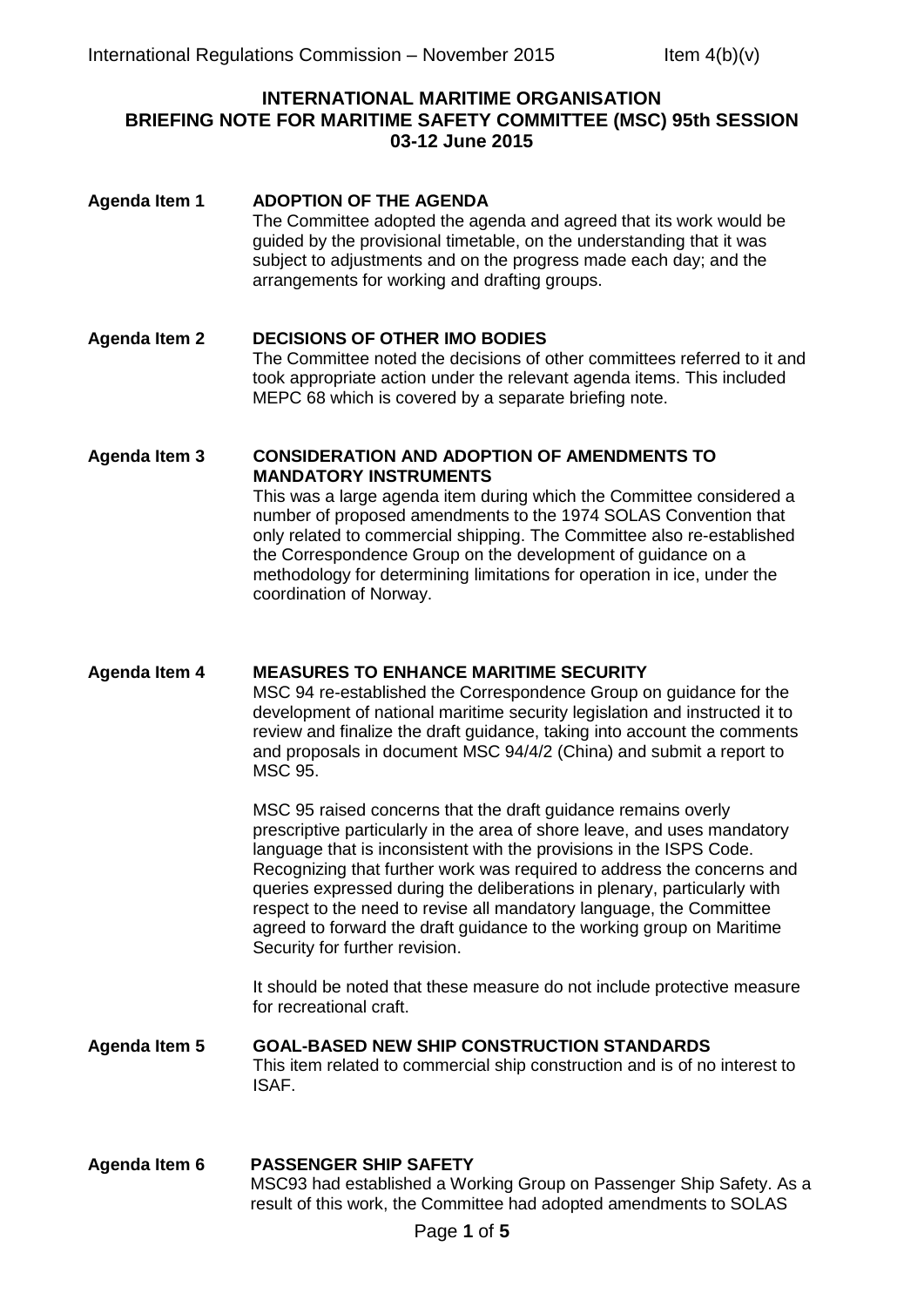**INTERNATIONAL MARITIME ORGANISATION**
**BRIEFING NOTE FOR MARITIME SAFETY COMMITTEE (MSC) 95th SESSION**
**03-12 June 2015**

**Agenda Item 1 ADOPTION OF THE AGENDA**

The Committee adopted the agenda and agreed that its work would be guided by the provisional timetable, on the understanding that it was subject to adjustments and on the progress made each day; and the arrangements for working and drafting groups.

**Agenda Item 2 DECISIONS OF OTHER IMO BODIES**

The Committee noted the decisions of other committees referred to it and took appropriate action under the relevant agenda items. This included MEPC 68 which is covered by a separate briefing note.

**Agenda Item 3 CONSIDERATION AND ADOPTION OF AMENDMENTS TO MANDATORY INSTRUMENTS**

This was a large agenda item during which the Committee considered a number of proposed amendments to the 1974 SOLAS Convention that only related to commercial shipping. The Committee also re-established the Correspondence Group on the development of guidance on a methodology for determining limitations for operation in ice, under the coordination of Norway.

**Agenda Item 4 MEASURES TO ENHANCE MARITIME SECURITY**

MSC 94 re-established the Correspondence Group on guidance for the development of national maritime security legislation and instructed it to review and finalize the draft guidance, taking into account the comments and proposals in document MSC 94/4/2 (China) and submit a report to MSC 95.

MSC 95 raised concerns that the draft guidance remains overly prescriptive particularly in the area of shore leave, and uses mandatory language that is inconsistent with the provisions in the ISPS Code. Recognizing that further work was required to address the concerns and queries expressed during the deliberations in plenary, particularly with respect to the need to revise all mandatory language, the Committee agreed to forward the draft guidance to the working group on Maritime Security for further revision.

It should be noted that these measure do not include protective measure for recreational craft.

**Agenda Item 5 GOAL-BASED NEW SHIP CONSTRUCTION STANDARDS**

This item related to commercial ship construction and is of no interest to ISAF.

**Agenda Item 6 PASSENGER SHIP SAFETY**

MSC93 had established a Working Group on Passenger Ship Safety. As a result of this work, the Committee had adopted amendments to SOLAS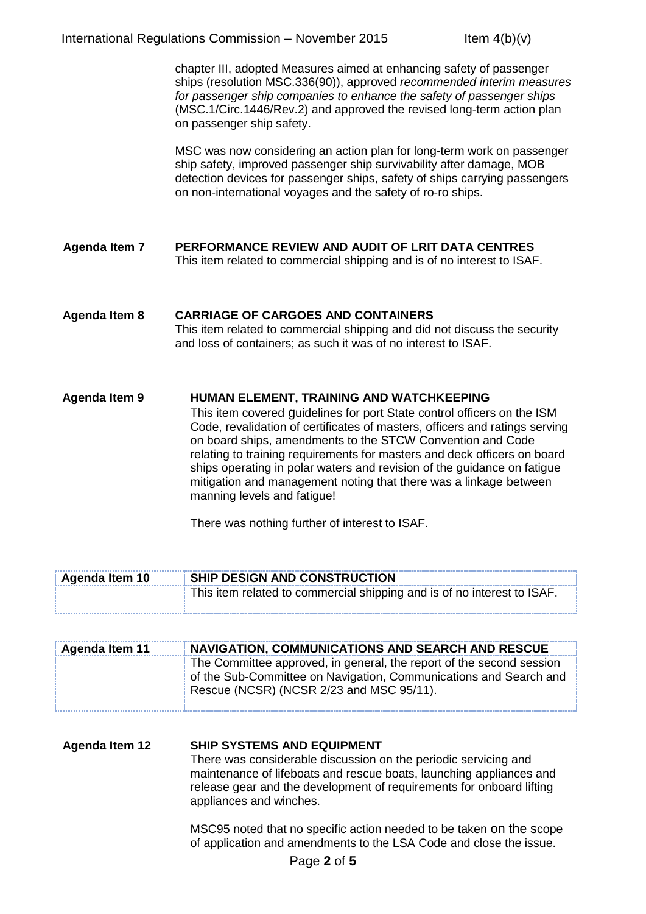chapter III, adopted Measures aimed at enhancing safety of passenger ships (resolution MSC.336(90)), approved *recommended interim measures for passenger ship companies to enhance the safety of passenger ships* (MSC.1/Circ.1446/Rev.2) and approved the revised long-term action plan on passenger ship safety.

MSC was now considering an action plan for long-term work on passenger ship safety, improved passenger ship survivability after damage, MOB detection devices for passenger ships, safety of ships carrying passengers on non-international voyages and the safety of ro-ro ships.

**Agenda Item 7** **PERFORMANCE REVIEW AND AUDIT OF LRIT DATA CENTRES**

This item related to commercial shipping and is of no interest to ISAF.

**Agenda Item 8** **CARRIAGE OF CARGOES AND CONTAINERS**

This item related to commercial shipping and did not discuss the security and loss of containers; as such it was of no interest to ISAF.

**Agenda Item 9** **HUMAN ELEMENT, TRAINING AND WATCHKEEPING**

This item covered guidelines for port State control officers on the ISM Code, revalidation of certificates of masters, officers and ratings serving on board ships, amendments to the STCW Convention and Code relating to training requirements for masters and deck officers on board ships operating in polar waters and revision of the guidance on fatigue mitigation and management noting that there was a linkage between manning levels and fatigue!

There was nothing further of interest to ISAF.

| Agenda Item 10 | SHIP DESIGN AND CONSTRUCTION |
|---|---|
| | This item related to commercial shipping and is of no interest to ISAF. |

| Agenda Item 11 | NAVIGATION, COMMUNICATIONS AND SEARCH AND RESCUE |
|---|---|
| | The Committee approved, in general, the report of the second session of the Sub-Committee on Navigation, Communications and Search and Rescue (NCSR) (NCSR 2/23 and MSC 95/11). |

**Agenda Item 12** **SHIP SYSTEMS AND EQUIPMENT**

There was considerable discussion on the periodic servicing and maintenance of lifeboats and rescue boats, launching appliances and release gear and the development of requirements for onboard lifting appliances and winches.

MSC95 noted that no specific action needed to be taken on the scope of application and amendments to the LSA Code and close the issue.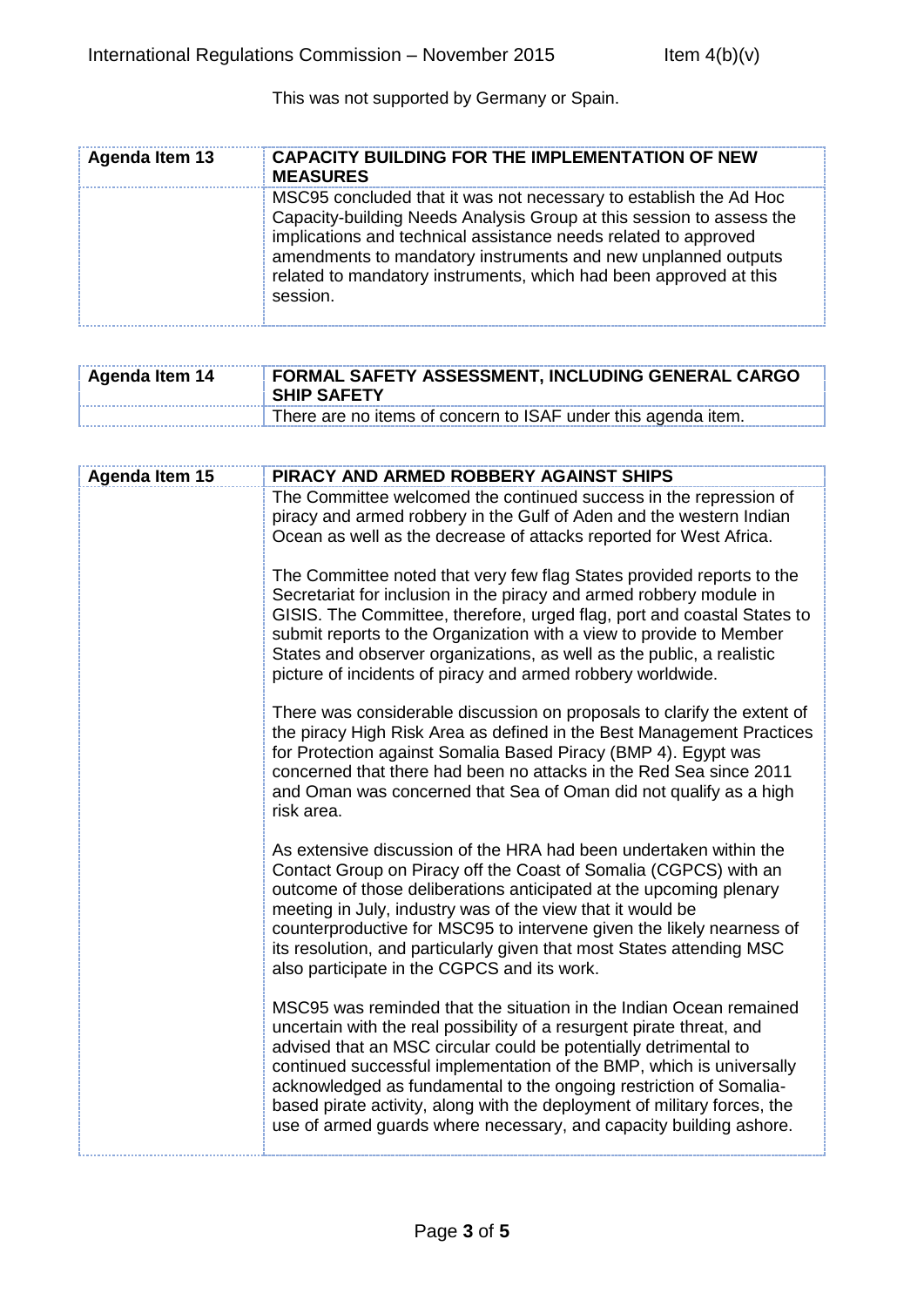This was not supported by Germany or Spain.

| Agenda Item 13 | CAPACITY BUILDING FOR THE IMPLEMENTATION OF NEW MEASURES |
|---|---|
| | MSC95 concluded that it was not necessary to establish the Ad Hoc Capacity-building Needs Analysis Group at this session to assess the implications and technical assistance needs related to approved amendments to mandatory instruments and new unplanned outputs related to mandatory instruments, which had been approved at this session. |

| Agenda Item 14 | FORMAL SAFETY ASSESSMENT, INCLUDING GENERAL CARGO SHIP SAFETY |
|---|---|
| | There are no items of concern to ISAF under this agenda item. |

| Agenda Item 15 | PIRACY AND ARMED ROBBERY AGAINST SHIPS |
|---|---|
| | The Committee welcomed the continued success in the repression of piracy and armed robbery in the Gulf of Aden and the western Indian Ocean as well as the decrease of attacks reported for West Africa.<br><br>The Committee noted that very few flag States provided reports to the Secretariat for inclusion in the piracy and armed robbery module in GISIS. The Committee, therefore, urged flag, port and coastal States to submit reports to the Organization with a view to provide to Member States and observer organizations, as well as the public, a realistic picture of incidents of piracy and armed robbery worldwide.<br><br>There was considerable discussion on proposals to clarify the extent of the piracy High Risk Area as defined in the Best Management Practices for Protection against Somalia Based Piracy (BMP 4). Egypt was concerned that there had been no attacks in the Red Sea since 2011 and Oman was concerned that Sea of Oman did not qualify as a high risk area.<br><br>As extensive discussion of the HRA had been undertaken within the Contact Group on Piracy off the Coast of Somalia (CGPCS) with an outcome of those deliberations anticipated at the upcoming plenary meeting in July, industry was of the view that it would be counterproductive for MSC95 to intervene given the likely nearness of its resolution, and particularly given that most States attending MSC also participate in the CGPCS and its work.<br><br>MSC95 was reminded that the situation in the Indian Ocean remained uncertain with the real possibility of a resurgent pirate threat, and advised that an MSC circular could be potentially detrimental to continued successful implementation of the BMP, which is universally acknowledged as fundamental to the ongoing restriction of Somalia-based pirate activity, along with the deployment of military forces, the use of armed guards where necessary, and capacity building ashore. |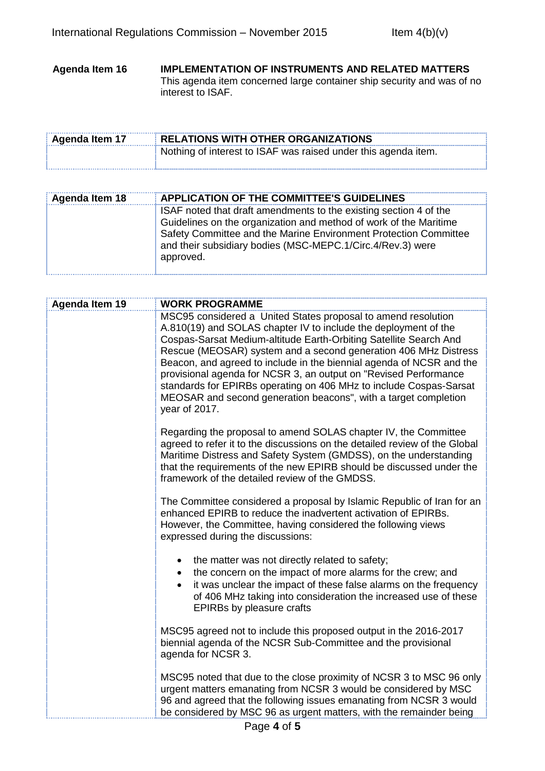| Agenda Item 16 | IMPLEMENTATION OF INSTRUMENTS AND RELATED MATTERS |
| --- | --- |
| | This agenda item concerned large container ship security and was of no interest to ISAF. |

| Agenda Item 17 | RELATIONS WITH OTHER ORGANIZATIONS |
| --- | --- |
| | Nothing of interest to ISAF was raised under this agenda item. |

| Agenda Item 18 | APPLICATION OF THE COMMITTEE'S GUIDELINES |
| --- | --- |
| | ISAF noted that draft amendments to the existing section 4 of the Guidelines on the organization and method of work of the Maritime Safety Committee and the Marine Environment Protection Committee and their subsidiary bodies (MSC-MEPC.1/Circ.4/Rev.3) were approved. |

| Agenda Item 19 | WORK PROGRAMME |
| --- | --- |
| | MSC95 considered a United States proposal to amend resolution A.810(19) and SOLAS chapter IV to include the deployment of the Cospas-Sarsat Medium-altitude Earth-Orbiting Satellite Search And Rescue (MEOSAR) system and a second generation 406 MHz Distress Beacon, and agreed to include in the biennial agenda of NCSR and the provisional agenda for NCSR 3, an output on "Revised Performance standards for EPIRBs operating on 406 MHz to include Cospas-Sarsat MEOSAR and second generation beacons", with a target completion year of 2017.<br><br>Regarding the proposal to amend SOLAS chapter IV, the Committee agreed to refer it to the discussions on the detailed review of the Global Maritime Distress and Safety System (GMDSS), on the understanding that the requirements of the new EPIRB should be discussed under the framework of the detailed review of the GMDSS.<br><br>The Committee considered a proposal by Islamic Republic of Iran for an enhanced EPIRB to reduce the inadvertent activation of EPIRBs. However, the Committee, having considered the following views expressed during the discussions:<br><br>• the matter was not directly related to safety;<br>• the concern on the impact of more alarms for the crew; and<br>• it was unclear the impact of these false alarms on the frequency of 406 MHz taking into consideration the increased use of these EPIRBs by pleasure crafts<br><br>MSC95 agreed not to include this proposed output in the 2016-2017 biennial agenda of the NCSR Sub-Committee and the provisional agenda for NCSR 3.<br><br>MSC95 noted that due to the close proximity of NCSR 3 to MSC 96 only urgent matters emanating from NCSR 3 would be considered by MSC 96 and agreed that the following issues emanating from NCSR 3 would be considered by MSC 96 as urgent matters, with the remainder being |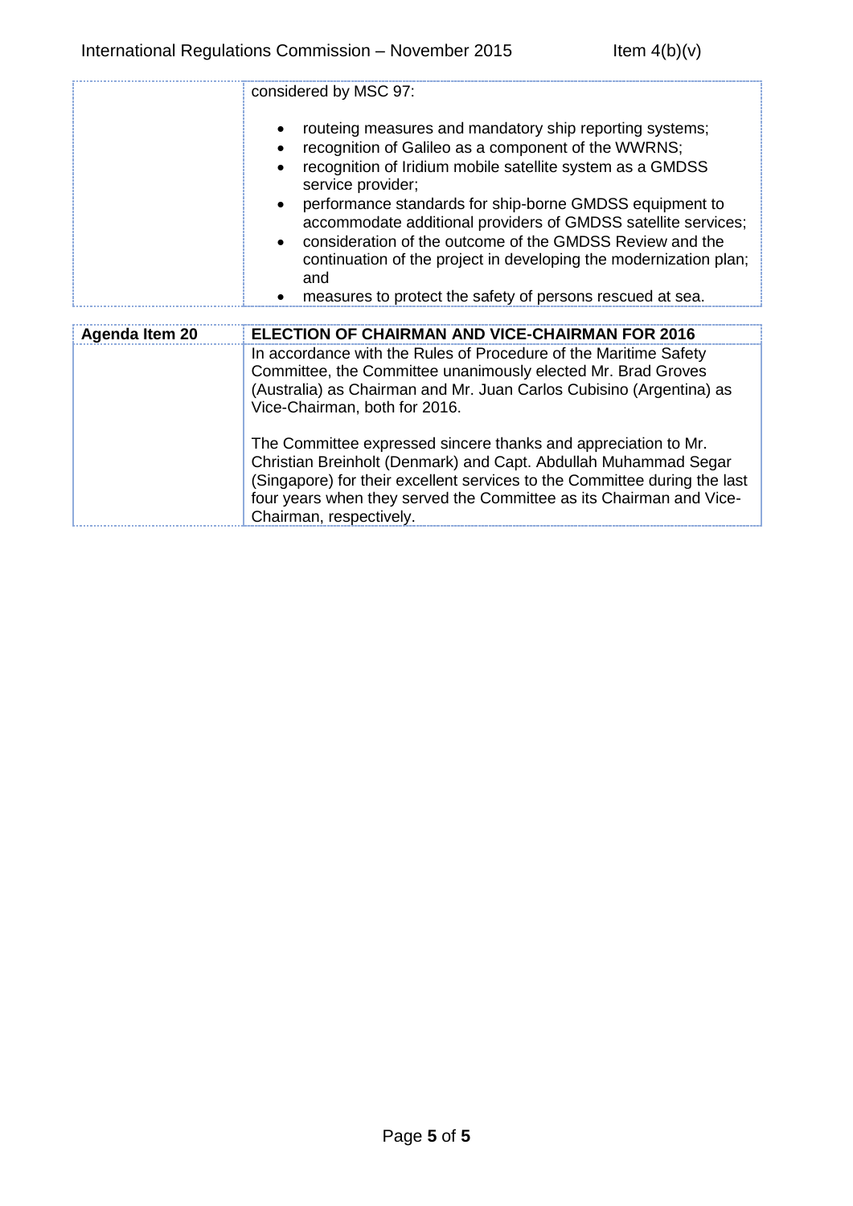| | |
|---|---|
| | considered by MSC 97:<br><br>• routeing measures and mandatory ship reporting systems;<br>• recognition of Galileo as a component of the WWRNS;<br>• recognition of Iridium mobile satellite system as a GMDSS service provider;<br>• performance standards for ship-borne GMDSS equipment to accommodate additional providers of GMDSS satellite services;<br>• consideration of the outcome of the GMDSS Review and the continuation of the project in developing the modernization plan; and<br>• measures to protect the safety of persons rescued at sea. |

| **Agenda Item 20** | **ELECTION OF CHAIRMAN AND VICE-CHAIRMAN FOR 2016** |
|---|---|
| | In accordance with the Rules of Procedure of the Maritime Safety Committee, the Committee unanimously elected Mr. Brad Groves (Australia) as Chairman and Mr. Juan Carlos Cubisino (Argentina) as Vice-Chairman, both for 2016.<br><br>The Committee expressed sincere thanks and appreciation to Mr. Christian Breinholt (Denmark) and Capt. Abdullah Muhammad Segar (Singapore) for their excellent services to the Committee during the last four years when they served the Committee as its Chairman and Vice-Chairman, respectively. |